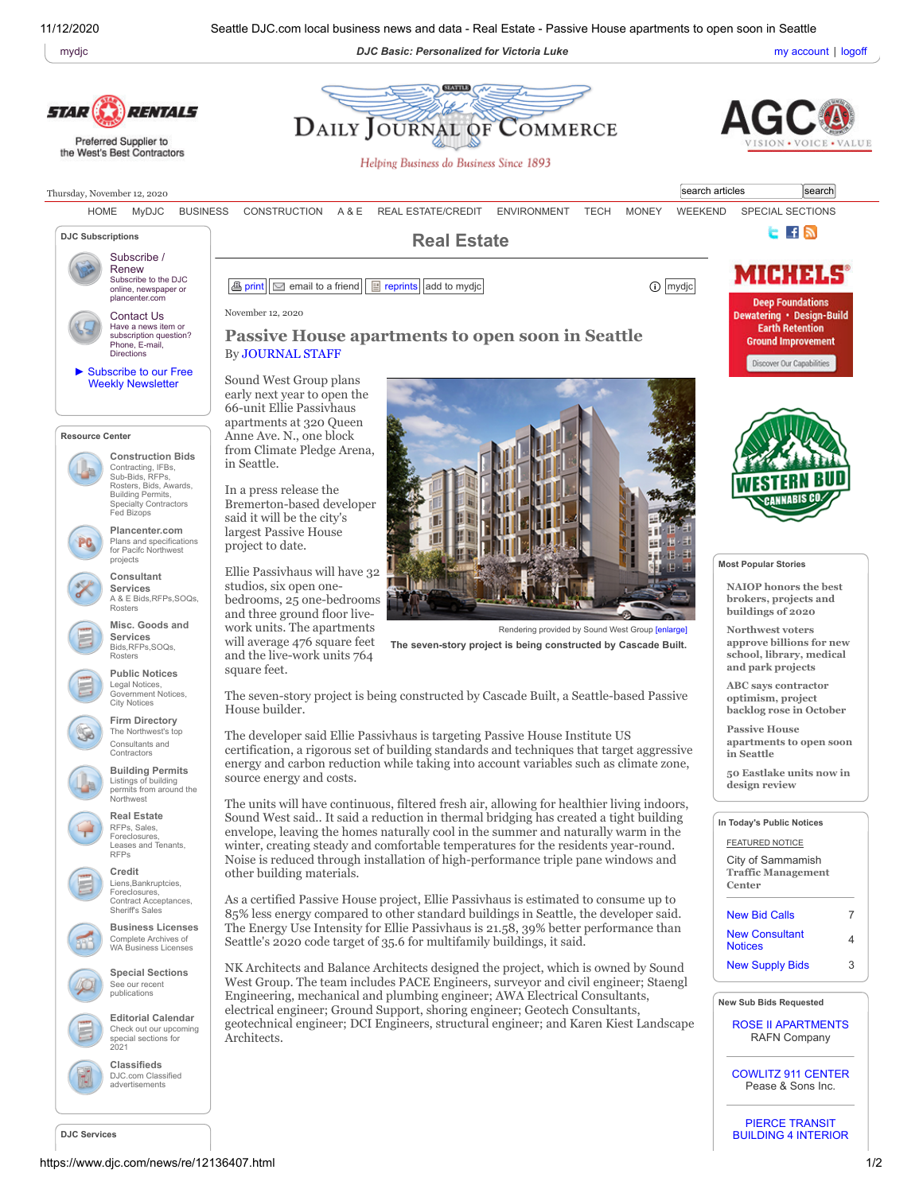# Real Estate

November 12, 2020

## Passive House apartments to open soon in Seattle

By JOURNAL STAFF

Sound West Group plans early next year to open the 66-unit Ellie Passivhaus apartments at 320 Queen Anne Ave. N., one block from Climate Pledge Arena, in Seattle.

In a press release the Bremerton-based developer said it will be the city's largest Passive House project to date.

Ellie Passivhaus will have 32 studios, six open one-bedrooms, 25 one-bedrooms and three ground floor live-work units. The apartments will average 476 square feet and the live-work units 764 square feet.

Rendering provided by Sound West Group [enlarge]

**The seven-story project is being constructed by Cascade Built.**

The seven-story project is being constructed by Cascade Built, a Seattle-based Passive House builder.

The developer said Ellie Passivhaus is targeting Passive House Institute US certification, a rigorous set of building standards and techniques that target aggressive energy and carbon reduction while taking into account variables such as climate zone, source energy and costs.

The units will have continuous, filtered fresh air, allowing for healthier living indoors, Sound West said.. It said a reduction in thermal bridging has created a tight building envelope, leaving the homes naturally cool in the summer and naturally warm in the winter, creating steady and comfortable temperatures for the residents year-round. Noise is reduced through installation of high-performance triple pane windows and other building materials.

As a certified Passive House project, Ellie Passivhaus is estimated to consume up to 85% less energy compared to other standard buildings in Seattle, the developer said. The Energy Use Intensity for Ellie Passivhaus is 21.58, 39% better performance than Seattle's 2020 code target of 35.6 for multifamily buildings, it said.

NK Architects and Balance Architects designed the project, which is owned by Sound West Group. The team includes PACE Engineers, surveyor and civil engineer; Staengl Engineering, mechanical and plumbing engineer; AWA Electrical Consultants, electrical engineer; Ground Support, shoring engineer; Geotech Consultants, geotechnical engineer; DCI Engineers, structural engineer; and Karen Kiest Landscape Architects.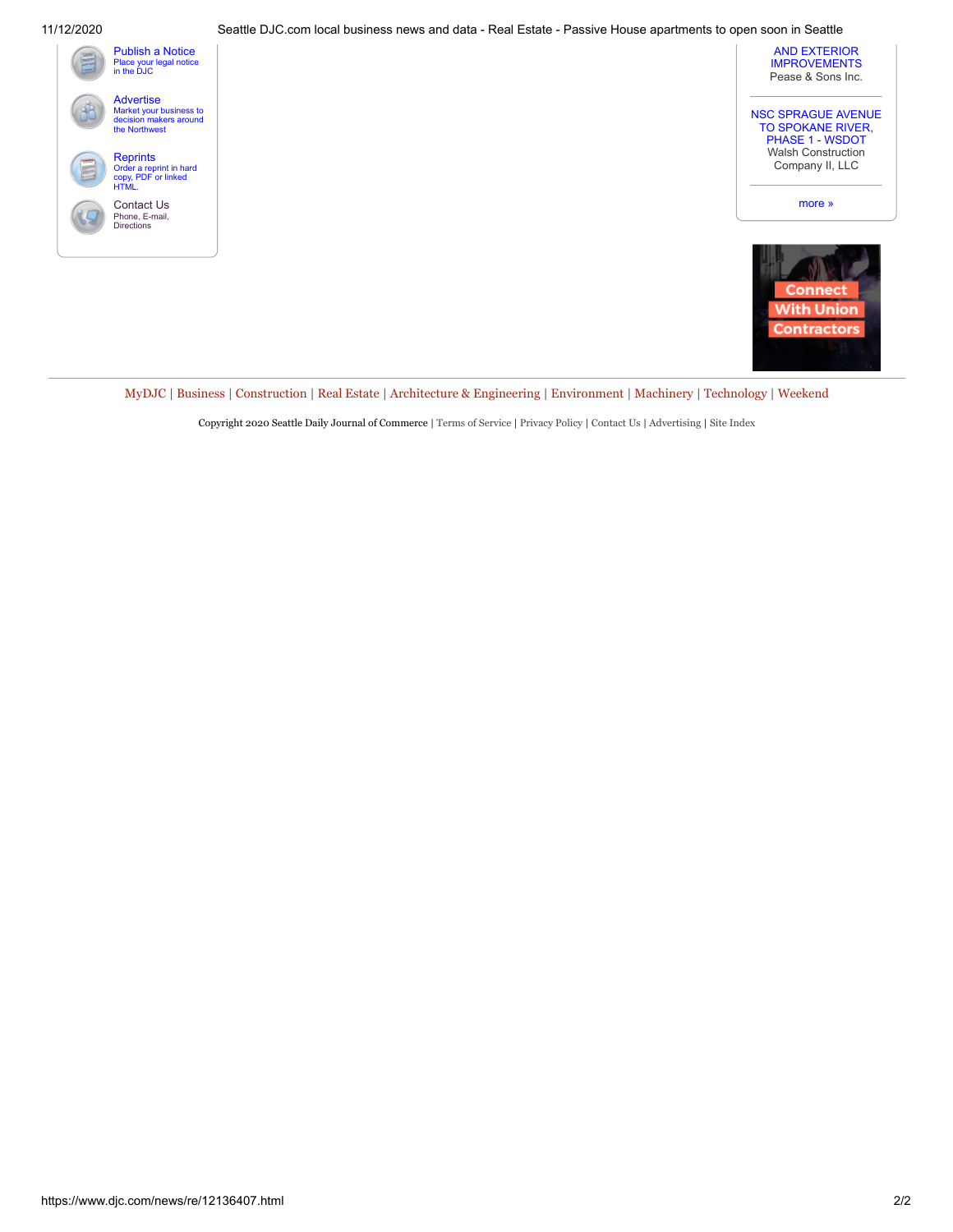Publish a Notice
Place your legal notice in the DJC

Advertise
Market your business to decision makers around the Northwest

Reprints
Order a reprint in hard copy, PDF or linked HTML.

Contact Us
Phone, E-mail, Directions

AND EXTERIOR IMPROVEMENTS
Pease & Sons Inc.

NSC SPRAGUE AVENUE TO SPOKANE RIVER, PHASE 1 - WSDOT
Walsh Construction Company II, LLC

more »

Connect With Union Contractors

MyDJC | Business | Construction | Real Estate | Architecture & Engineering | Environment | Machinery | Technology | Weekend

Copyright 2020 Seattle Daily Journal of Commerce | Terms of Service | Privacy Policy | Contact Us | Advertising | Site Index